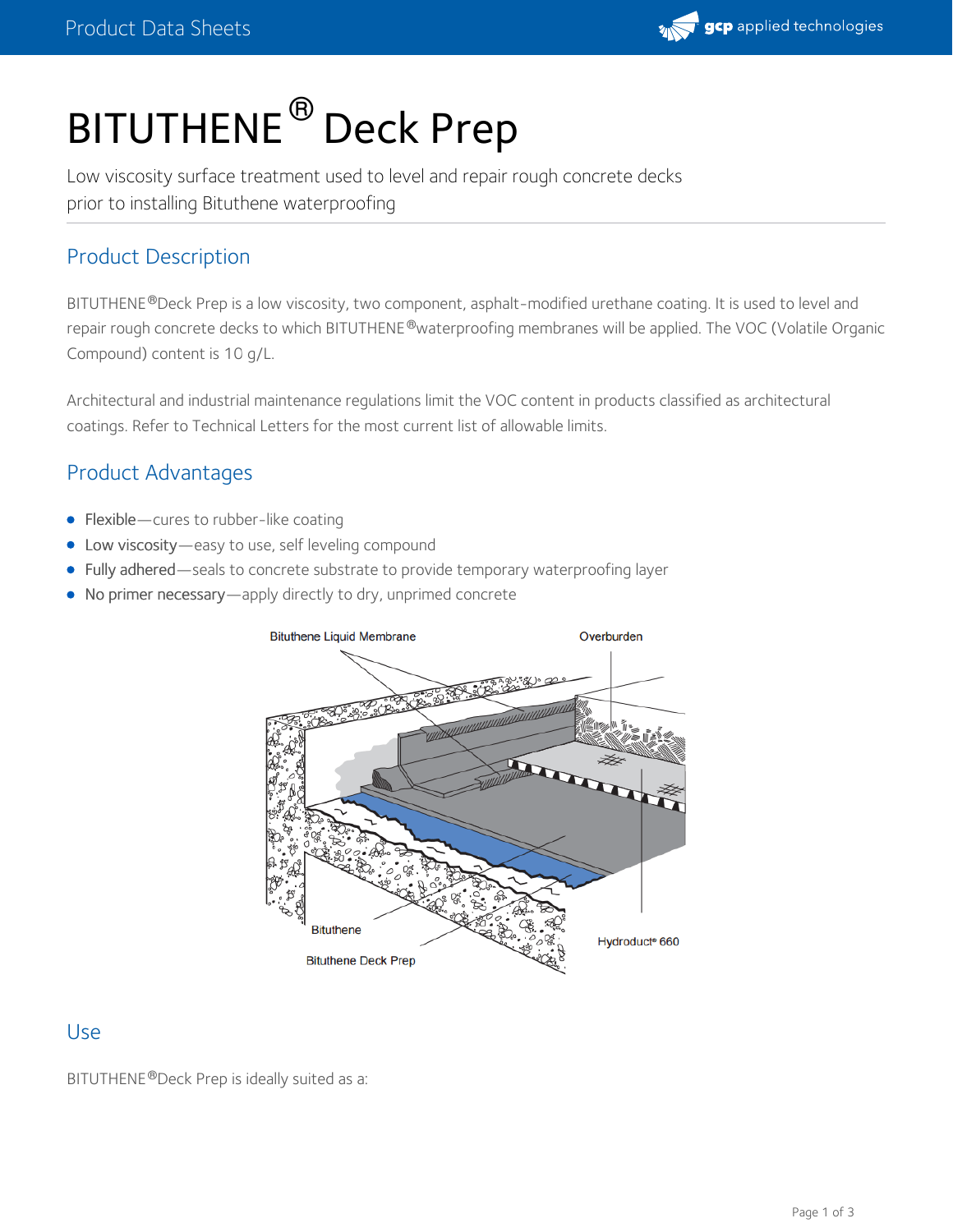# BITUTHENE® Deck Prep

Low viscosity surface treatment used to level and repair rough concrete decks prior to installing Bituthene waterproofing

## Product Description

BITUTHENE® Deck Prep is a low viscosity, two component, asphalt-modified urethane coating. It is used to level and repair rough concrete decks to which BITUTHENE® waterproofing membranes will be applied. The VOC (Volatile Organic Compound) content is 10 g/L.

Architectural and industrial maintenance regulations limit the VOC content in products classified as architectural coatings. Refer to Technical Letters for the most current list of allowable limits.

## Product Advantages

- Flexible—cures to rubber-like coating
- Low viscosity—easy to use, self leveling compound
- Fully adhered—seals to concrete substrate to provide temporary waterproofing layer
- No primer necessary—apply directly to dry, unprimed concrete

Bituthene Liquid Membrane

Overburden

Bituthene

Bituthene Deck Prep

Hydroduct® 660

## Use

BITUTHENE® Deck Prep is ideally suited as a: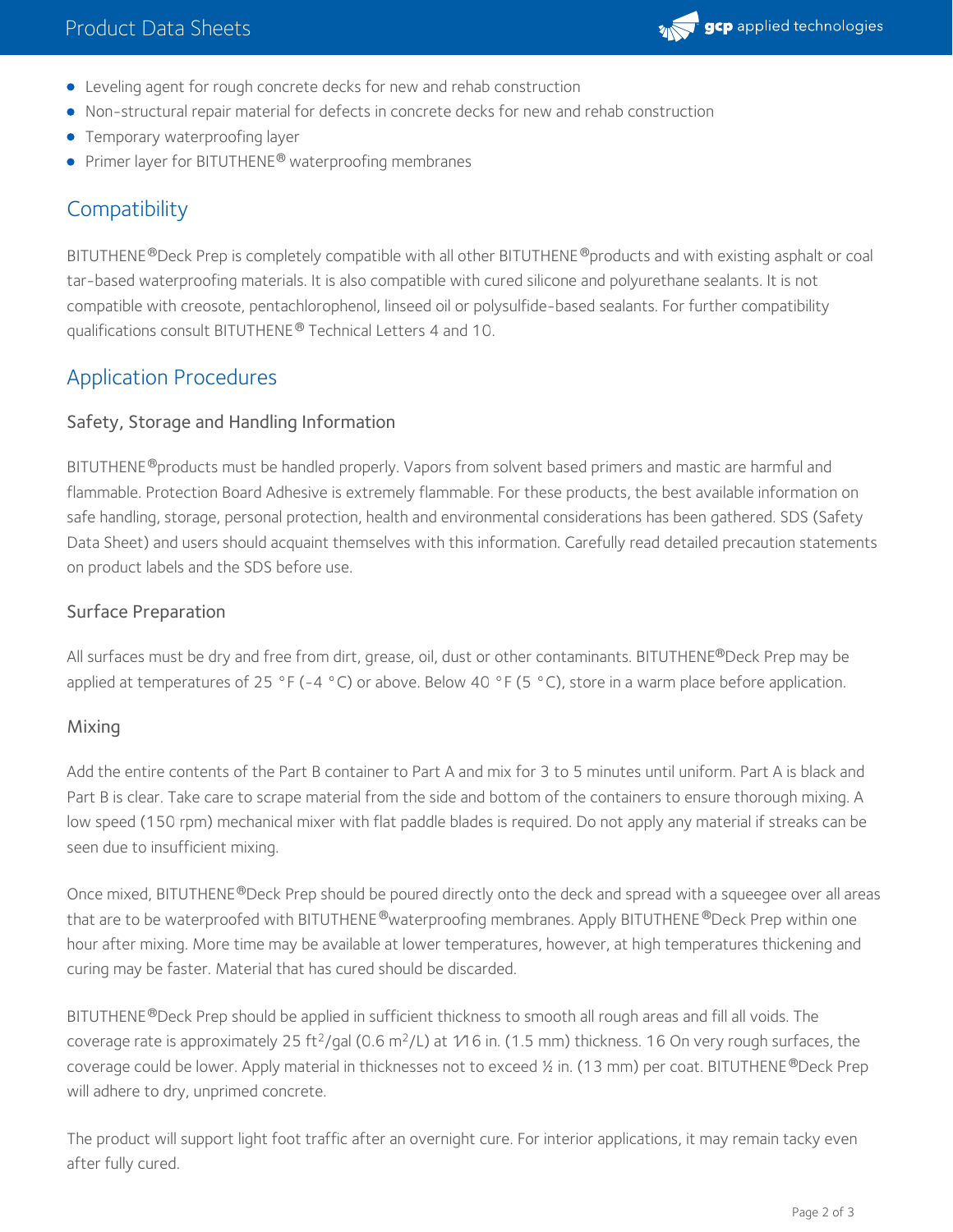- Leveling agent for rough concrete decks for new and rehab construction
- Non-structural repair material for defects in concrete decks for new and rehab construction
- Temporary waterproofing layer
- Primer layer for BITUTHENE® waterproofing membranes

## Compatibility

BITUTHENE® Deck Prep is completely compatible with all other BITUTHENE® products and with existing asphalt or coal tar-based waterproofing materials. It is also compatible with cured silicone and polyurethane sealants. It is not compatible with creosote, pentachlorophenol, linseed oil or polysulfide-based sealants. For further compatibility qualifications consult BITUTHENE® Technical Letters 4 and 10.

## Application Procedures

### Safety, Storage and Handling Information

BITUTHENE® products must be handled properly. Vapors from solvent based primers and mastic are harmful and flammable. Protection Board Adhesive is extremely flammable. For these products, the best available information on safe handling, storage, personal protection, health and environmental considerations has been gathered. SDS (Safety Data Sheet) and users should acquaint themselves with this information. Carefully read detailed precaution statements on product labels and the SDS before use.

### Surface Preparation

All surfaces must be dry and free from dirt, grease, oil, dust or other contaminants. BITUTHENE® Deck Prep may be applied at temperatures of 25 °F (-4 °C) or above. Below 40 °F (5 °C), store in a warm place before application.

### Mixing

Add the entire contents of the Part B container to Part A and mix for 3 to 5 minutes until uniform. Part A is black and Part B is clear. Take care to scrape material from the side and bottom of the containers to ensure thorough mixing. A low speed (150 rpm) mechanical mixer with flat paddle blades is required. Do not apply any material if streaks can be seen due to insufficient mixing.

Once mixed, BITUTHENE® Deck Prep should be poured directly onto the deck and spread with a squeegee over all areas that are to be waterproofed with BITUTHENE® waterproofing membranes. Apply BITUTHENE® Deck Prep within one hour after mixing. More time may be available at lower temperatures, however, at high temperatures thickening and curing may be faster. Material that has cured should be discarded.

BITUTHENE® Deck Prep should be applied in sufficient thickness to smooth all rough areas and fill all voids. The coverage rate is approximately 25 $ft^2$/gal (0.6 $m^2$/L) at 1⁄16 in. (1.5 mm) thickness. 16 On very rough surfaces, the coverage could be lower. Apply material in thicknesses not to exceed ½ in. (13 mm) per coat. BITUTHENE® Deck Prep will adhere to dry, unprimed concrete.

The product will support light foot traffic after an overnight cure. For interior applications, it may remain tacky even after fully cured.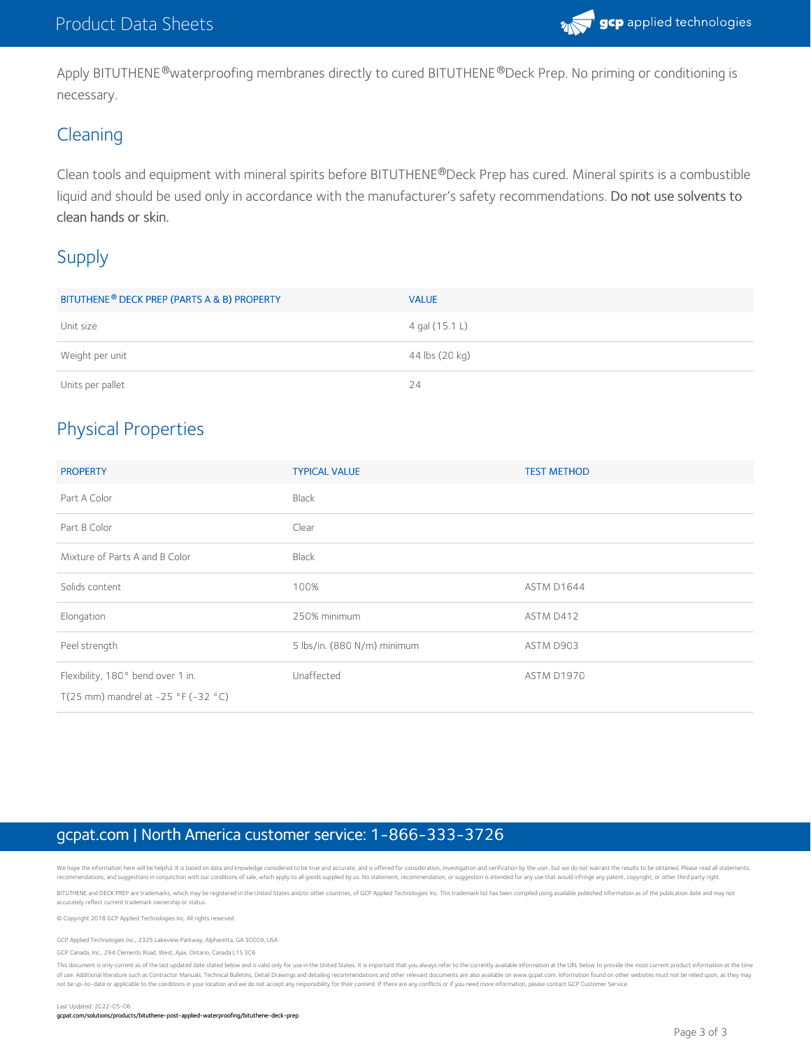Apply BITUTHENE®waterproofing membranes directly to cured BITUTHENE®Deck Prep. No priming or conditioning is necessary.

## Cleaning

Clean tools and equipment with mineral spirits before BITUTHENE®Deck Prep has cured. Mineral spirits is a combustible liquid and should be used only in accordance with the manufacturer's safety recommendations. Do not use solvents to clean hands or skin.

## Supply

| BITUTHENE® DECK PREP (PARTS A & B) PROPERTY | VALUE |
|---|---|
| Unit size | 4 gal (15.1 L) |
| Weight per unit | 44 lbs (20 kg) |
| Units per pallet | 24 |

## Physical Properties

| PROPERTY | TYPICAL VALUE | TEST METHOD |
|---|---|---|
| Part A Color | Black | |
| Part B Color | Clear | |
| Mixture of Parts A and B Color | Black | |
| Solids content | 100% | ASTM D1644 |
| Elongation | 250% minimum | ASTM D412 |
| Peel strength | 5 lbs/in. (880 N/m) minimum | ASTM D903 |
| Flexibility, 180° bend over 1 in. T(25 mm) mandrel at -25 °F (-32 °C) | Unaffected | ASTM D1970 |

gcpat.com | North America customer service: 1-866-333-3726

We hope the information here will be helpful. It is based on data and knowledge considered to be true and accurate, and is offered for consideration, investigation and verification by the user, but we do not warrant the results to be obtained. Please read all statements, recommendations, and suggestions in conjunction with our conditions of sale, which apply to all goods supplied by us. No statement, recommendation, or suggestion is intended for any use that would infringe any patent, copyright, or other third party right.

BITUTHENE and DECK PREP are trademarks, which may be registered in the United States and/or other countries, of GCP Applied Technologies Inc. This trademark list has been compiled using available published information as of the publication date and may not accurately reflect current trademark ownership or status.

© Copyright 2018 GCP Applied Technologies Inc. All rights reserved.

GCP Applied Technologies Inc., 2325 Lakeview Parkway, Alpharetta, GA 30009, USA

GCP Canada, Inc., 294 Clements Road, West, Ajax, Ontario, Canada L1S 3C6

This document is only current as of the last updated date stated below and is valid only for use in the United States. It is important that you always refer to the currently available information at the URL below to provide the most current product information at the time of use. Additional literature such as Contractor Manuals, Technical Bulletins, Detail Drawings and detailing recommendations and other relevant documents are also available on www.gcpat.com. Information found on other websites must not be relied upon, as they may not be up-to-date or applicable to the conditions in your location and we do not accept any responsibility for their content. If there are any conflicts or if you need more information, please contact GCP Customer Service.

Last Updated: 2022-05-06

gcpat.com/solutions/products/bituthene-post-applied-waterproofing/bituthene-deck-prep